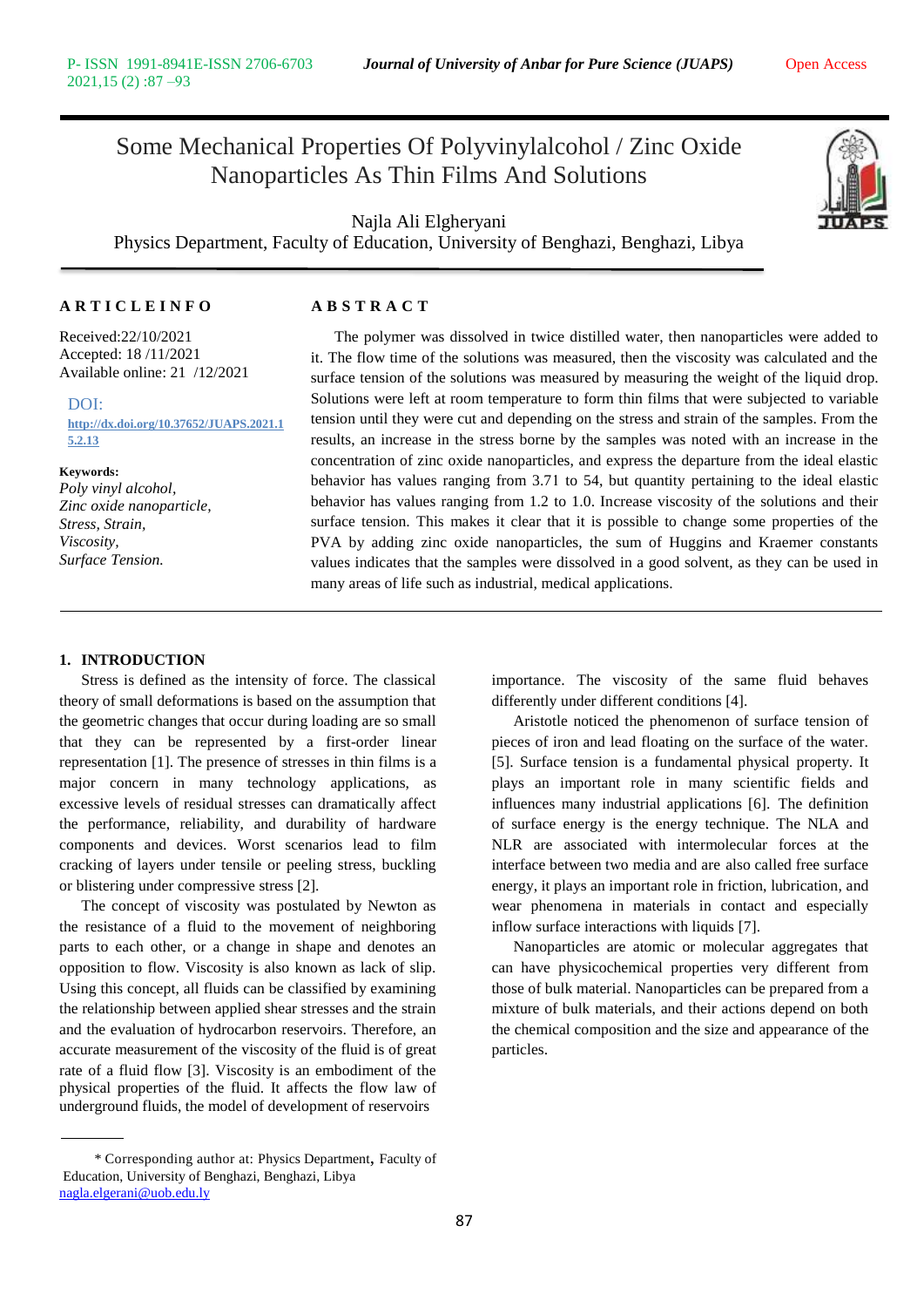# Some Mechanical Properties Of Polyvinylalcohol / Zinc Oxide Nanoparticles As Thin Films And Solutions

Najla Ali Elgheryani

Physics Department, Faculty of Education, University of Benghazi, Benghazi, Libya

## ARTICLE INFO

Received:22/10/2021
Accepted: 18 /11/2021
Available online: 21 /12/2021

DOI: http://dx.doi.org/10.37652/JUAPS.2021.15.2.13

**Keywords:**
*Poly vinyl alcohol,*
*Zinc oxide nanoparticle,*
*Stress, Strain,*
*Viscosity,*
*Surface Tension.*

## ABSTRACT

The polymer was dissolved in twice distilled water, then nanoparticles were added to it. The flow time of the solutions was measured, then the viscosity was calculated and the surface tension of the solutions was measured by measuring the weight of the liquid drop. Solutions were left at room temperature to form thin films that were subjected to variable tension until they were cut and depending on the stress and strain of the samples. From the results, an increase in the stress borne by the samples was noted with an increase in the concentration of zinc oxide nanoparticles, and express the departure from the ideal elastic behavior has values ranging from 3.71 to 54, but quantity pertaining to the ideal elastic behavior has values ranging from 1.2 to 1.0. Increase viscosity of the solutions and their surface tension. This makes it clear that it is possible to change some properties of the PVA by adding zinc oxide nanoparticles, the sum of Huggins and Kraemer constants values indicates that the samples were dissolved in a good solvent, as they can be used in many areas of life such as industrial, medical applications.

## 1. INTRODUCTION

Stress is defined as the intensity of force. The classical theory of small deformations is based on the assumption that the geometric changes that occur during loading are so small that they can be represented by a first-order linear representation [1]. The presence of stresses in thin films is a major concern in many technology applications, as excessive levels of residual stresses can dramatically affect the performance, reliability, and durability of hardware components and devices. Worst scenarios lead to film cracking of layers under tensile or peeling stress, buckling or blistering under compressive stress [2].

The concept of viscosity was postulated by Newton as the resistance of a fluid to the movement of neighboring parts to each other, or a change in shape and denotes an opposition to flow. Viscosity is also known as lack of slip. Using this concept, all fluids can be classified by examining the relationship between applied shear stresses and the strain and the evaluation of hydrocarbon reservoirs. Therefore, an accurate measurement of the viscosity of the fluid is of great rate of a fluid flow [3]. Viscosity is an embodiment of the physical properties of the fluid. It affects the flow law of underground fluids, the model of development of reservoirs importance. The viscosity of the same fluid behaves differently under different conditions [4].

Aristotle noticed the phenomenon of surface tension of pieces of iron and lead floating on the surface of the water. [5]. Surface tension is a fundamental physical property. It plays an important role in many scientific fields and influences many industrial applications [6]. The definition of surface energy is the energy technique. The NLA and NLR are associated with intermolecular forces at the interface between two media and are also called free surface energy, it plays an important role in friction, lubrication, and wear phenomena in materials in contact and especially inflow surface interactions with liquids [7].

Nanoparticles are atomic or molecular aggregates that can have physicochemical properties very different from those of bulk material. Nanoparticles can be prepared from a mixture of bulk materials, and their actions depend on both the chemical composition and the size and appearance of the particles.

* Corresponding author at: Physics Department, Faculty of Education, University of Benghazi, Benghazi, Libya
nagla.elgerani@uob.edu.ly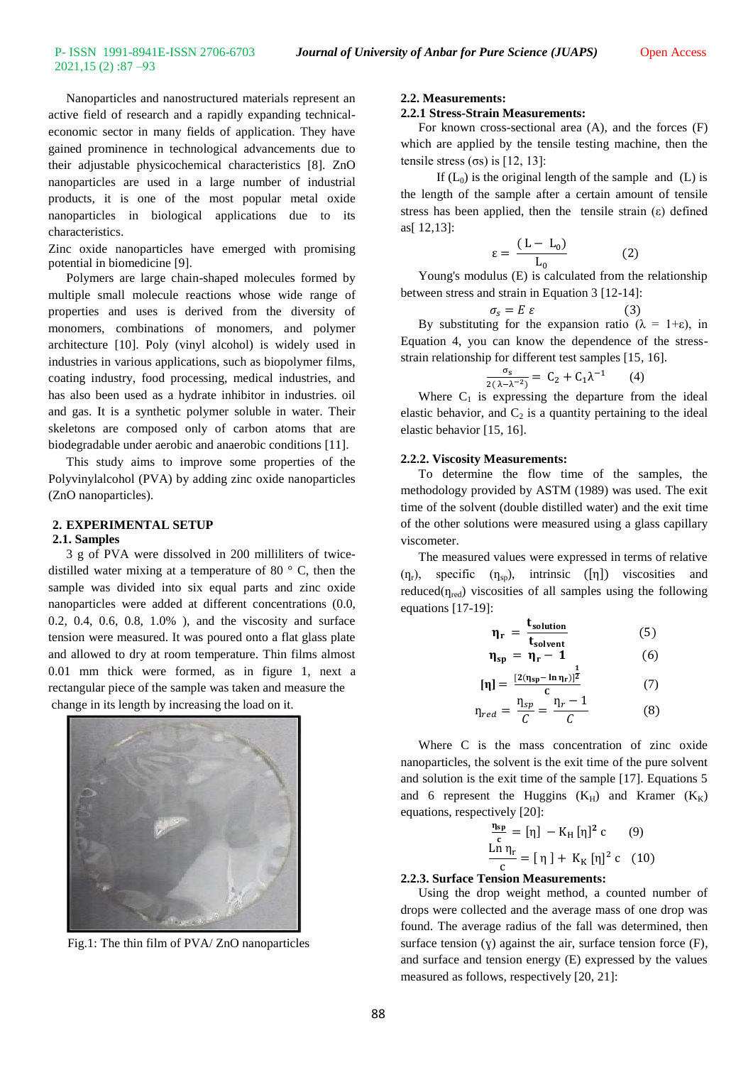Nanoparticles and nanostructured materials represent an active field of research and a rapidly expanding technical-economic sector in many fields of application. They have gained prominence in technological advancements due to their adjustable physicochemical characteristics [8]. ZnO nanoparticles are used in a large number of industrial products, it is one of the most popular metal oxide nanoparticles in biological applications due to its characteristics.

Zinc oxide nanoparticles have emerged with promising potential in biomedicine [9].

Polymers are large chain-shaped molecules formed by multiple small molecule reactions whose wide range of properties and uses is derived from the diversity of monomers, combinations of monomers, and polymer architecture [10]. Poly (vinyl alcohol) is widely used in industries in various applications, such as biopolymer films, coating industry, food processing, medical industries, and has also been used as a hydrate inhibitor in industries. oil and gas. It is a synthetic polymer soluble in water. Their skeletons are composed only of carbon atoms that are biodegradable under aerobic and anaerobic conditions [11].

This study aims to improve some properties of the Polyvinylalcohol (PVA) by adding zinc oxide nanoparticles (ZnO nanoparticles).

## 2. EXPERIMENTAL SETUP

### 2.1. Samples

3 g of PVA were dissolved in 200 milliliters of twice-distilled water mixing at a temperature of 80 ° C, then the sample was divided into six equal parts and zinc oxide nanoparticles were added at different concentrations (0.0, 0.2, 0.4, 0.6, 0.8, 1.0% ), and the viscosity and surface tension were measured. It was poured onto a flat glass plate and allowed to dry at room temperature. Thin films almost 0.01 mm thick were formed, as in figure 1, next a rectangular piece of the sample was taken and measure the change in its length by increasing the load on it.

Fig.1: The thin film of PVA/ ZnO nanoparticles

### 2.2. Measurements:

#### 2.2.1 Stress-Strain Measurements:

For known cross-sectional area (A), and the forces (F) which are applied by the tensile testing machine, then the tensile stress ($\sigma s$) is [12, 13]:

If ($L_0$) is the original length of the sample and (L) is the length of the sample after a certain amount of tensile stress has been applied, then the tensile strain ($\varepsilon$) defined as[ 12,13]:

$$\varepsilon = \frac{(L - L_0)}{L_0} \qquad (2)$$

Young's modulus (E) is calculated from the relationship between stress and strain in Equation 3 [12-14]:

$$\sigma_s = E\,\varepsilon \qquad (3)$$

By substituting for the expansion ratio ($\lambda = 1+\varepsilon$), in Equation 4, you can know the dependence of the stress-strain relationship for different test samples [15, 16].

$$\frac{\sigma_s}{2(\lambda - \lambda^{-2})} = C_2 + C_1\lambda^{-1} \qquad (4)$$

Where $C_1$ is expressing the departure from the ideal elastic behavior, and $C_2$ is a quantity pertaining to the ideal elastic behavior [15, 16].

#### 2.2.2. Viscosity Measurements:

To determine the flow time of the samples, the methodology provided by ASTM (1989) was used. The exit time of the solvent (double distilled water) and the exit time of the other solutions were measured using a glass capillary viscometer.

The measured values were expressed in terms of relative ($\eta_r$), specific ($\eta_{sp}$), intrinsic ($[\eta]$) viscosities and reduced($\eta_{red}$) viscosities of all samples using the following equations [17-19]:

$$\eta_r = \frac{t_{solution}}{t_{solvent}} \qquad (5)$$

$$\eta_{sp} = \eta_r - 1 \qquad (6)$$

$$[\eta] = \frac{[2(\eta_{sp} - \ln \eta_r)]^{\frac{1}{2}}}{c} \qquad (7)$$

$$\eta_{red} = \frac{\eta_{sp}}{C} = \frac{\eta_r - 1}{C} \qquad (8)$$

Where C is the mass concentration of zinc oxide nanoparticles, the solvent is the exit time of the pure solvent and solution is the exit time of the sample [17]. Equations 5 and 6 represent the Huggins ($K_H$) and Kramer ($K_K$) equations, respectively [20]:

$$\frac{\eta_{sp}}{c} = [\eta] - K_H[\eta]^2 c \qquad (9)$$

$$\frac{\mathrm{Ln}\,\eta_r}{c} = [\eta] + K_K[\eta]^2 c \qquad (10)$$

#### 2.2.3. Surface Tension Measurements:

Using the drop weight method, a counted number of drops were collected and the average mass of one drop was found. The average radius of the fall was determined, then surface tension ($\gamma$) against the air, surface tension force (F), and surface and tension energy (E) expressed by the values measured as follows, respectively [20, 21]: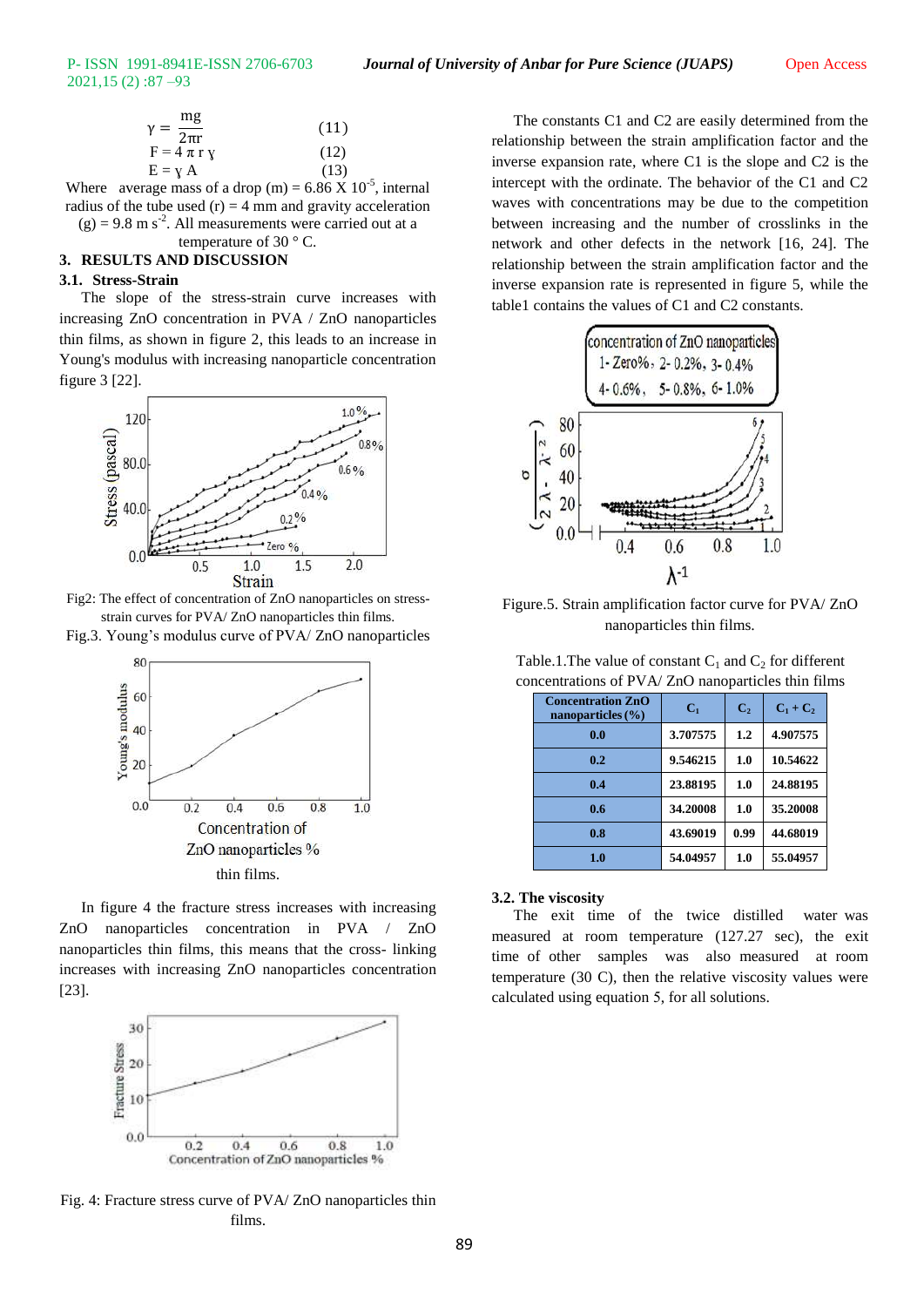$$\gamma = \frac{mg}{2\pi r} \quad (11)$$

$$F = 4\pi r \gamma \quad (12)$$

$$E = \gamma A \quad (13)$$

Where average mass of a drop (m) = 6.86 X $10^{-5}$, internal radius of the tube used (r) = 4 mm and gravity acceleration (g) = 9.8 m $s^{-2}$. All measurements were carried out at a temperature of 30 ° C.

## 3. RESULTS AND DISCUSSION

### 3.1. Stress-Strain

The slope of the stress-strain curve increases with increasing ZnO concentration in PVA / ZnO nanoparticles thin films, as shown in figure 2, this leads to an increase in Young's modulus with increasing nanoparticle concentration figure 3 [22].

Fig2: The effect of concentration of ZnO nanoparticles on stress-strain curves for PVA/ ZnO nanoparticles thin films.

Fig.3. Young's modulus curve of PVA/ ZnO nanoparticles thin films.

In figure 4 the fracture stress increases with increasing ZnO nanoparticles concentration in PVA / ZnO nanoparticles thin films, this means that the cross- linking increases with increasing ZnO nanoparticles concentration [23].

Fig. 4: Fracture stress curve of PVA/ ZnO nanoparticles thin films.

The constants C1 and C2 are easily determined from the relationship between the strain amplification factor and the inverse expansion rate, where C1 is the slope and C2 is the intercept with the ordinate. The behavior of the C1 and C2 waves with concentrations may be due to the competition between increasing and the number of crosslinks in the network and other defects in the network [16, 24]. The relationship between the strain amplification factor and the inverse expansion rate is represented in figure 5, while the table1 contains the values of C1 and C2 constants.

Figure.5. Strain amplification factor curve for PVA/ ZnO nanoparticles thin films.

Table.1.The value of constant $C_1$ and $C_2$ for different concentrations of PVA/ ZnO nanoparticles thin films

| Concentration ZnO nanoparticles (%) | $C_1$ | $C_2$ | $C_1 + C_2$ |
|---|---|---|---|
| 0.0 | 3.707575 | 1.2 | 4.907575 |
| 0.2 | 9.546215 | 1.0 | 10.54622 |
| 0.4 | 23.88195 | 1.0 | 24.88195 |
| 0.6 | 34.20008 | 1.0 | 35.20008 |
| 0.8 | 43.69019 | 0.99 | 44.68019 |
| 1.0 | 54.04957 | 1.0 | 55.04957 |

### 3.2. The viscosity

The exit time of the twice distilled water was measured at room temperature (127.27 sec), the exit time of other samples was also measured at room temperature (30 C), then the relative viscosity values were calculated using equation 5, for all solutions.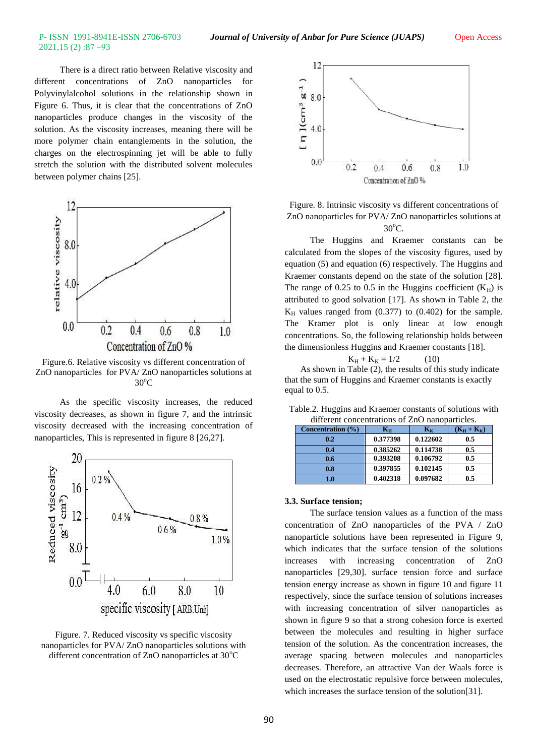There is a direct ratio between Relative viscosity and different concentrations of ZnO nanoparticles for Polyvinylalcohol solutions in the relationship shown in Figure 6. Thus, it is clear that the concentrations of ZnO nanoparticles produce changes in the viscosity of the solution. As the viscosity increases, meaning there will be more polymer chain entanglements in the solution, the charges on the electrospinning jet will be able to fully stretch the solution with the distributed solvent molecules between polymer chains [25].

Figure.6. Relative viscosity vs different concentration of ZnO nanoparticles for PVA/ ZnO nanoparticles solutions at 30°C

As the specific viscosity increases, the reduced viscosity decreases, as shown in figure 7, and the intrinsic viscosity decreased with the increasing concentration of nanoparticles, This is represented in figure 8 [26,27].

Figure. 7. Reduced viscosity vs specific viscosity nanoparticles for PVA/ ZnO nanoparticles solutions with different concentration of ZnO nanoparticles at 30°C

Figure. 8. Intrinsic viscosity vs different concentrations of ZnO nanoparticles for PVA/ ZnO nanoparticles solutions at 30°C.

The Huggins and Kraemer constants can be calculated from the slopes of the viscosity figures, used by equation (5) and equation (6) respectively. The Huggins and Kraemer constants depend on the state of the solution [28]. The range of 0.25 to 0.5 in the Huggins coefficient ($K_H$) is attributed to good solvation [17]. As shown in Table 2, the $K_H$ values ranged from (0.377) to (0.402) for the sample. The Kramer plot is only linear at low enough concentrations. So, the following relationship holds between the dimensionless Huggins and Kraemer constants [18].

$$K_H + K_K = 1/2 \qquad (10)$$

As shown in Table (2), the results of this study indicate that the sum of Huggins and Kraemer constants is exactly equal to 0.5.

Table.2. Huggins and Kraemer constants of solutions with different concentrations of ZnO nanoparticles.

| Concentration (%) | $K_H$ | $K_K$ | $(K_H + K_K)$ |
|---|---|---|---|
| 0.2 | 0.377398 | 0.122602 | 0.5 |
| 0.4 | 0.385262 | 0.114738 | 0.5 |
| 0.6 | 0.393208 | 0.106792 | 0.5 |
| 0.8 | 0.397855 | 0.102145 | 0.5 |
| 1.0 | 0.402318 | 0.097682 | 0.5 |

### 3.3. Surface tension;

The surface tension values as a function of the mass concentration of ZnO nanoparticles of the PVA / ZnO nanoparticle solutions have been represented in Figure 9, which indicates that the surface tension of the solutions increases with increasing concentration of ZnO nanoparticles [29,30]. surface tension force and surface tension energy increase as shown in figure 10 and figure 11 respectively, since the surface tension of solutions increases with increasing concentration of silver nanoparticles as shown in figure 9 so that a strong cohesion force is exerted between the molecules and resulting in higher surface tension of the solution. As the concentration increases, the average spacing between molecules and nanoparticles decreases. Therefore, an attractive Van der Waals force is used on the electrostatic repulsive force between molecules, which increases the surface tension of the solution[31].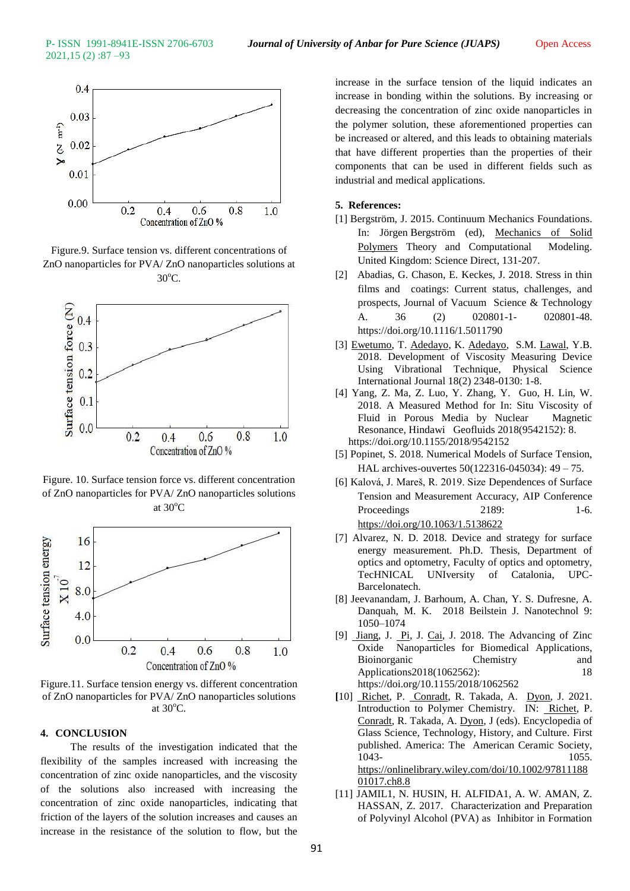Figure.9. Surface tension vs. different concentrations of ZnO nanoparticles for PVA/ ZnO nanoparticles solutions at 30°C.

Figure. 10. Surface tension force vs. different concentration of ZnO nanoparticles for PVA/ ZnO nanoparticles solutions at 30°C

Figure.11. Surface tension energy vs. different concentration of ZnO nanoparticles for PVA/ ZnO nanoparticles solutions at 30°C.

## 4. CONCLUSION

The results of the investigation indicated that the flexibility of the samples increased with increasing the concentration of zinc oxide nanoparticles, and the viscosity of the solutions also increased with increasing the concentration of zinc oxide nanoparticles, indicating that friction of the layers of the solution increases and causes an increase in the resistance of the solution to flow, but the increase in the surface tension of the liquid indicates an increase in bonding within the solutions. By increasing or decreasing the concentration of zinc oxide nanoparticles in the polymer solution, these aforementioned properties can be increased or altered, and this leads to obtaining materials that have different properties than the properties of their components that can be used in different fields such as industrial and medical applications.

## 5. References:

[1] Bergström, J. 2015. Continuum Mechanics Foundations. In: Jörgen Bergström (ed), Mechanics of Solid Polymers Theory and Computational Modeling. United Kingdom: Science Direct, 131-207.

[2] Abadias, G. Chason, E. Keckes, J. 2018. Stress in thin films and coatings: Current status, challenges, and prospects, Journal of Vacuum Science & Technology A. 36 (2) 020801-1- 020801-48. https://doi.org/10.1116/1.5011790

[3] Ewetumo, T. Adedayo, K. Adedayo, S.M. Lawal, Y.B. 2018. Development of Viscosity Measuring Device Using Vibrational Technique, Physical Science International Journal 18(2) 2348-0130: 1-8.

[4] Yang, Z. Ma, Z. Luo, Y. Zhang, Y. Guo, H. Lin, W. 2018. A Measured Method for In: Situ Viscosity of Fluid in Porous Media by Nuclear Magnetic Resonance, Hindawi Geofluids 2018(9542152): 8. https://doi.org/10.1155/2018/9542152

[5] Popinet, S. 2018. Numerical Models of Surface Tension, HAL archives-ouvertes 50(122316-045034): 49 – 75.

[6] Kalová, J. Mareš, R. 2019. Size Dependences of Surface Tension and Measurement Accuracy, AIP Conference Proceedings 2189: 1-6. https://doi.org/10.1063/1.5138622

[7] Alvarez, N. D. 2018. Device and strategy for surface energy measurement. Ph.D. Thesis, Department of optics and optometry, Faculty of optics and optometry, TecHNICAL UNIversity of Catalonia, UPC-Barcelonatech.

[8] Jeevanandam, J. Barhoum, A. Chan, Y. S. Dufresne, A. Danquah, M. K. 2018 Beilstein J. Nanotechnol 9: 1050–1074

[9] Jiang, J. Pi, J. Cai, J. 2018. The Advancing of Zinc Oxide Nanoparticles for Biomedical Applications, Bioinorganic Chemistry and Applications2018(1062562): 18 https://doi.org/10.1155/2018/1062562

[10] Richet, P. Conradt, R. Takada, A. Dyon, J. 2021. Introduction to Polymer Chemistry. IN: Richet, P. Conradt, R. Takada, A. Dyon, J (eds). Encyclopedia of Glass Science, Technology, History, and Culture. First published. America: The American Ceramic Society, 1043- 1055. https://onlinelibrary.wiley.com/doi/10.1002/9781118801017.ch8.8

[11] JAMIL1, N. HUSIN, H. ALFIDA1, A. W. AMAN, Z. HASSAN, Z. 2017. Characterization and Preparation of Polyvinyl Alcohol (PVA) as Inhibitor in Formation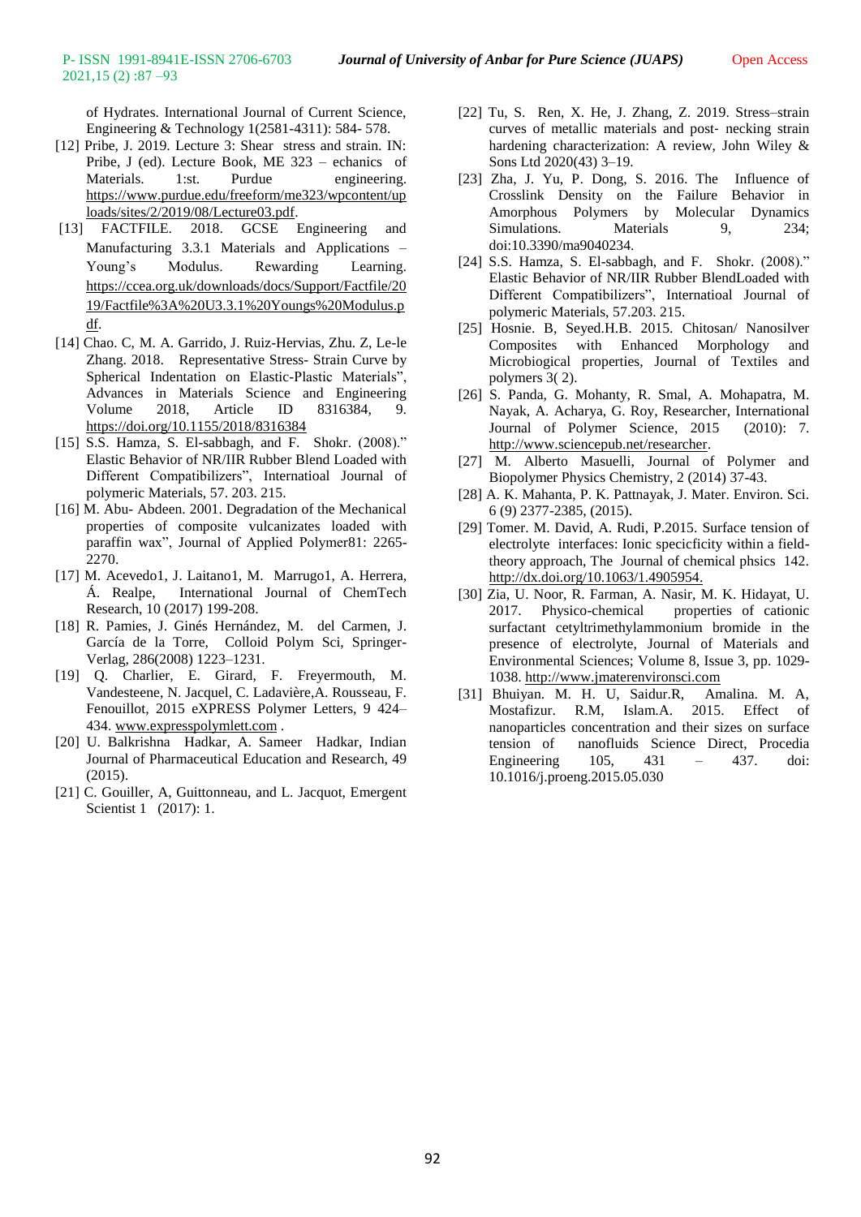of Hydrates. International Journal of Current Science, Engineering & Technology 1(2581-4311): 584- 578.

[12] Pribe, J. 2019. Lecture 3: Shear stress and strain. IN: Pribe, J (ed). Lecture Book, ME 323 – echanics of Materials. 1:st. Purdue engineering. https://www.purdue.edu/freeform/me323/wpcontent/uploads/sites/2/2019/08/Lecture03.pdf.

[13] FACTFILE. 2018. GCSE Engineering and Manufacturing 3.3.1 Materials and Applications – Young's Modulus. Rewarding Learning. https://ccea.org.uk/downloads/docs/Support/Factfile/2019/Factfile%3A%20U3.3.1%20Youngs%20Modulus.pdf.

[14] Chao. C, M. A. Garrido, J. Ruiz-Hervias, Zhu. Z, Le-le Zhang. 2018. Representative Stress- Strain Curve by Spherical Indentation on Elastic-Plastic Materials", Advances in Materials Science and Engineering Volume 2018, Article ID 8316384, 9. https://doi.org/10.1155/2018/8316384

[15] S.S. Hamza, S. El-sabbagh, and F. Shokr. (2008)." Elastic Behavior of NR/IIR Rubber Blend Loaded with Different Compatibilizers", Internatioal Journal of polymeric Materials, 57. 203. 215.

[16] M. Abu- Abdeen. 2001. Degradation of the Mechanical properties of composite vulcanizates loaded with paraffin wax", Journal of Applied Polymer81: 2265-2270.

[17] M. Acevedo1, J. Laitano1, M. Marrugo1, A. Herrera, Á. Realpe, International Journal of ChemTech Research, 10 (2017) 199-208.

[18] R. Pamies, J. Ginés Hernández, M. del Carmen, J. García de la Torre, Colloid Polym Sci, Springer-Verlag, 286(2008) 1223–1231.

[19] Q. Charlier, E. Girard, F. Freyermouth, M. Vandesteene, N. Jacquel, C. Ladavière,A. Rousseau, F. Fenouillot, 2015 eXPRESS Polymer Letters, 9 424–434. www.expresspolymlett.com .

[20] U. Balkrishna Hadkar, A. Sameer Hadkar, Indian Journal of Pharmaceutical Education and Research, 49 (2015).

[21] C. Gouiller, A, Guittonneau, and L. Jacquot, Emergent Scientist 1 (2017): 1.

[22] Tu, S. Ren, X. He, J. Zhang, Z. 2019. Stress–strain curves of metallic materials and post- necking strain hardening characterization: A review, John Wiley & Sons Ltd 2020(43) 3–19.

[23] Zha, J. Yu, P. Dong, S. 2016. The Influence of Crosslink Density on the Failure Behavior in Amorphous Polymers by Molecular Dynamics Simulations. Materials 9, 234; doi:10.3390/ma9040234.

[24] S.S. Hamza, S. El-sabbagh, and F. Shokr. (2008)." Elastic Behavior of NR/IIR Rubber BlendLoaded with Different Compatibilizers", Internatioal Journal of polymeric Materials, 57.203. 215.

[25] Hosnie. B, Seyed.H.B. 2015. Chitosan/ Nanosilver Composites with Enhanced Morphology and Microbiogical properties, Journal of Textiles and polymers 3( 2).

[26] S. Panda, G. Mohanty, R. Smal, A. Mohapatra, M. Nayak, A. Acharya, G. Roy, Researcher, International Journal of Polymer Science, 2015 (2010): 7. http://www.sciencepub.net/researcher.

[27] M. Alberto Masuelli, Journal of Polymer and Biopolymer Physics Chemistry, 2 (2014) 37-43.

[28] A. K. Mahanta, P. K. Pattnayak, J. Mater. Environ. Sci. 6 (9) 2377-2385, (2015).

[29] Tomer. M. David, A. Rudi, P.2015. Surface tension of electrolyte interfaces: Ionic specicficity within a field-theory approach, The Journal of chemical phsics 142. http://dx.doi.org/10.1063/1.4905954.

[30] Zia, U. Noor, R. Farman, A. Nasir, M. K. Hidayat, U. 2017. Physico-chemical properties of cationic surfactant cetyltrimethylammonium bromide in the presence of electrolyte, Journal of Materials and Environmental Sciences; Volume 8, Issue 3, pp. 1029-1038. http://www.jmaterenvironsci.com

[31] Bhuiyan. M. H. U, Saidur.R, Amalina. M. A, Mostafizur. R.M, Islam.A. 2015. Effect of nanoparticles concentration and their sizes on surface tension of nanofluids Science Direct, Procedia Engineering 105, 431 – 437. doi: 10.1016/j.proeng.2015.05.030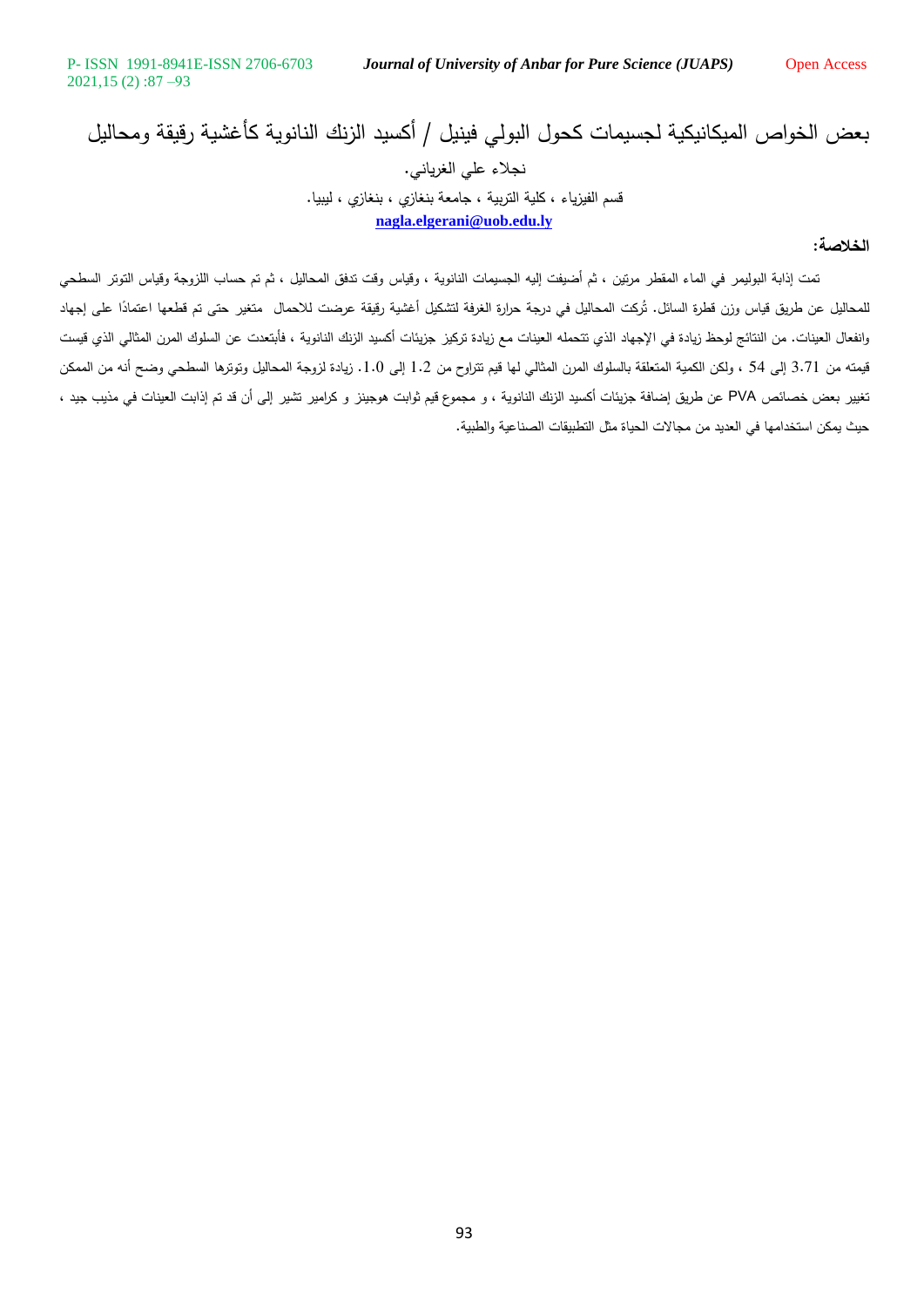# بعض الخواص الميكانيكية لجسيمات كحول البولي فينيل / أكسيد الزنك النانوية كأغشية رقيقة ومحاليل

نجلاء علي الغرياني.

قسم الفيزياء ، كلية التربية ، جامعة بنغازي ، بنغازي ، ليبيا.

**nagla.elgerani@uob.edu.ly**

**الخلاصة:**

تمت إذابة البوليمر في الماء المقطر مرتين ، ثم أضيفت إليه الجسيمات النانوية ، وقياس وقت تدفق المحاليل ، ثم تم حساب اللزوجة وقياس التوتر السطحي للمحاليل عن طريق قياس وزن قطرة السائل. تُركت المحاليل في درجة حرارة الغرفة لتشكيل أغشية رقيقة عرضت للاحمال متغير حتى تم قطعها اعتمادًا على إجهاد وانفعال العينات. من النتائج لوحظ زيادة في الإجهاد الذي تتحمله العينات مع زيادة تركيز جزيئات أكسيد الزنك النانوية ، فأبتعدت عن السلوك المرن المثالي الذي قيست قيمته من 3.71 إلى 54 ، ولكن الكمية المتعلقة بالسلوك المرن المثالي لها قيم تتراوح من 1.2 إلى 1.0. زيادة لزوجة المحاليل وتوترها السطحي وضح أنه من الممكن تغيير بعض خصائص PVA عن طريق إضافة جزيئات أكسيد الزنك النانوية ، و مجموع قيم ثوابت هوجينز و كرامير تشير إلى أن قد تم إذابت العينات في مذيب جيد ، حيث يمكن استخدامها في العديد من مجالات الحياة مثل التطبيقات الصناعية والطبية.